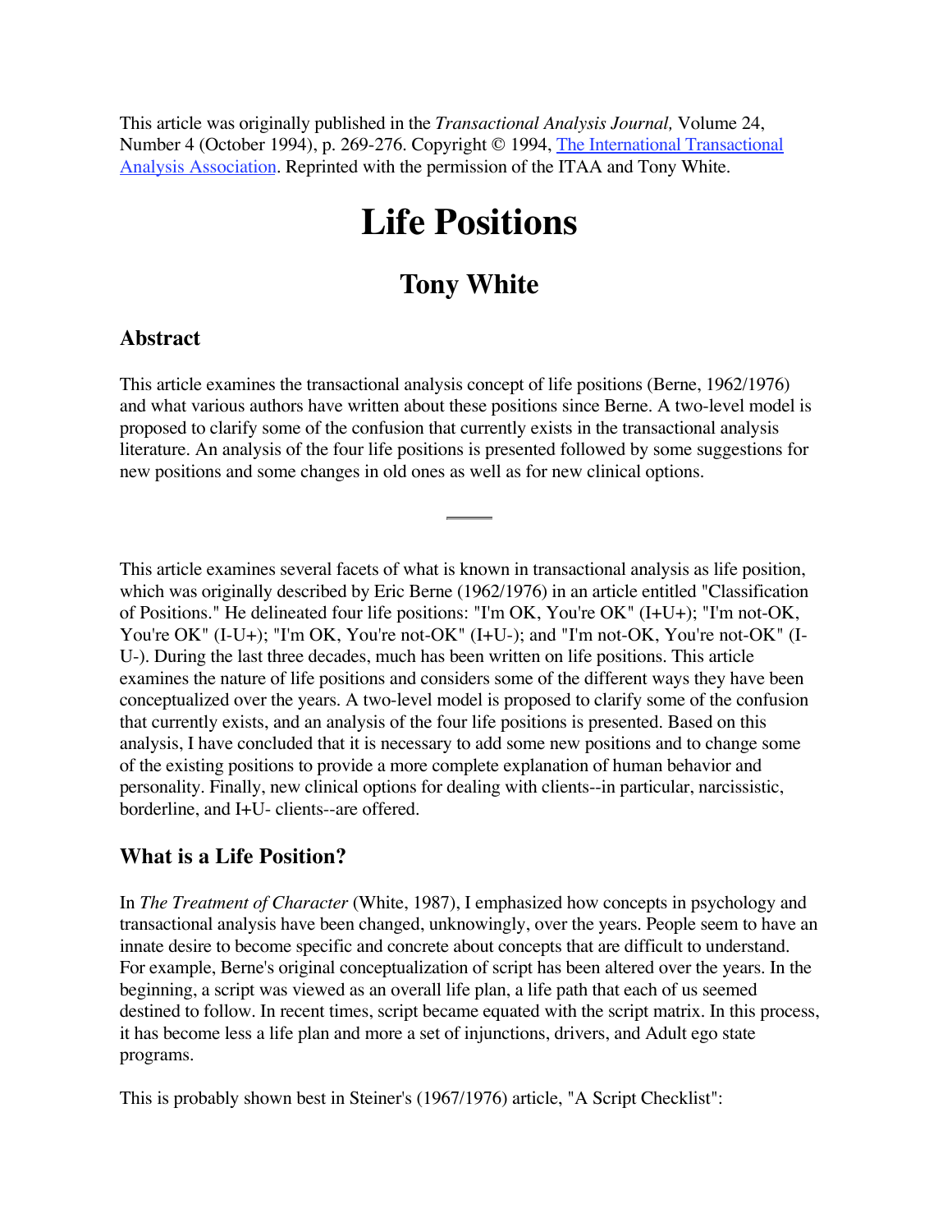This article was originally published in the *Transactional Analysis Journal,* Volume 24, Number 4 (October 1994), p. 269-276. Copyright © 1994, The International Transactional Analysis Association. Reprinted with the permission of the ITAA and Tony White.

# Life Positions

## Tony White

### Abstract

This article examines the transactional analysis concept of life positions (Berne, 1962/1976) and what various authors have written about these positions since Berne. A two-level model is proposed to clarify some of the confusion that currently exists in the transactional analysis literature. An analysis of the four life positions is presented followed by some suggestions for new positions and some changes in old ones as well as for new clinical options.

---

This article examines several facets of what is known in transactional analysis as life position, which was originally described by Eric Berne (1962/1976) in an article entitled "Classification of Positions." He delineated four life positions: "I'm OK, You're OK" (I+U+); "I'm not-OK, You're OK" (I-U+); "I'm OK, You're not-OK" (I+U-); and "I'm not-OK, You're not-OK" (I-U-). During the last three decades, much has been written on life positions. This article examines the nature of life positions and considers some of the different ways they have been conceptualized over the years. A two-level model is proposed to clarify some of the confusion that currently exists, and an analysis of the four life positions is presented. Based on this analysis, I have concluded that it is necessary to add some new positions and to change some of the existing positions to provide a more complete explanation of human behavior and personality. Finally, new clinical options for dealing with clients--in particular, narcissistic, borderline, and I+U- clients--are offered.

### What is a Life Position?

In *The Treatment of Character* (White, 1987), I emphasized how concepts in psychology and transactional analysis have been changed, unknowingly, over the years. People seem to have an innate desire to become specific and concrete about concepts that are difficult to understand. For example, Berne's original conceptualization of script has been altered over the years. In the beginning, a script was viewed as an overall life plan, a life path that each of us seemed destined to follow. In recent times, script became equated with the script matrix. In this process, it has become less a life plan and more a set of injunctions, drivers, and Adult ego state programs.

This is probably shown best in Steiner's (1967/1976) article, "A Script Checklist":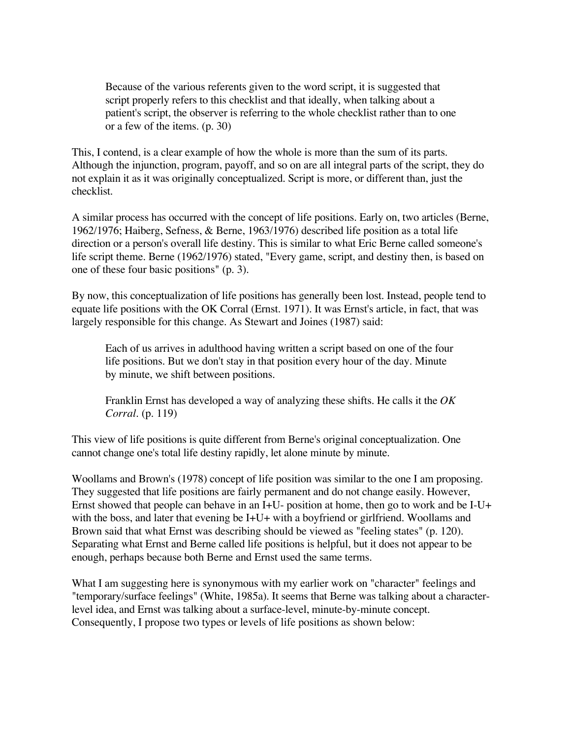> Because of the various referents given to the word script, it is suggested that script properly refers to this checklist and that ideally, when talking about a patient's script, the observer is referring to the whole checklist rather than to one or a few of the items. (p. 30)

This, I contend, is a clear example of how the whole is more than the sum of its parts. Although the injunction, program, payoff, and so on are all integral parts of the script, they do not explain it as it was originally conceptualized. Script is more, or different than, just the checklist.

A similar process has occurred with the concept of life positions. Early on, two articles (Berne, 1962/1976; Haiberg, Sefness, & Berne, 1963/1976) described life position as a total life direction or a person's overall life destiny. This is similar to what Eric Berne called someone's life script theme. Berne (1962/1976) stated, "Every game, script, and destiny then, is based on one of these four basic positions" (p. 3).

By now, this conceptualization of life positions has generally been lost. Instead, people tend to equate life positions with the OK Corral (Ernst. 1971). It was Ernst's article, in fact, that was largely responsible for this change. As Stewart and Joines (1987) said:

> Each of us arrives in adulthood having written a script based on one of the four life positions. But we don't stay in that position every hour of the day. Minute by minute, we shift between positions.
>
> Franklin Ernst has developed a way of analyzing these shifts. He calls it the *OK Corral*. (p. 119)

This view of life positions is quite different from Berne's original conceptualization. One cannot change one's total life destiny rapidly, let alone minute by minute.

Woollams and Brown's (1978) concept of life position was similar to the one I am proposing. They suggested that life positions are fairly permanent and do not change easily. However, Ernst showed that people can behave in an I+U- position at home, then go to work and be I-U+ with the boss, and later that evening be I+U+ with a boyfriend or girlfriend. Woollams and Brown said that what Ernst was describing should be viewed as "feeling states" (p. 120). Separating what Ernst and Berne called life positions is helpful, but it does not appear to be enough, perhaps because both Berne and Ernst used the same terms.

What I am suggesting here is synonymous with my earlier work on "character" feelings and "temporary/surface feelings" (White, 1985a). It seems that Berne was talking about a character-level idea, and Ernst was talking about a surface-level, minute-by-minute concept. Consequently, I propose two types or levels of life positions as shown below: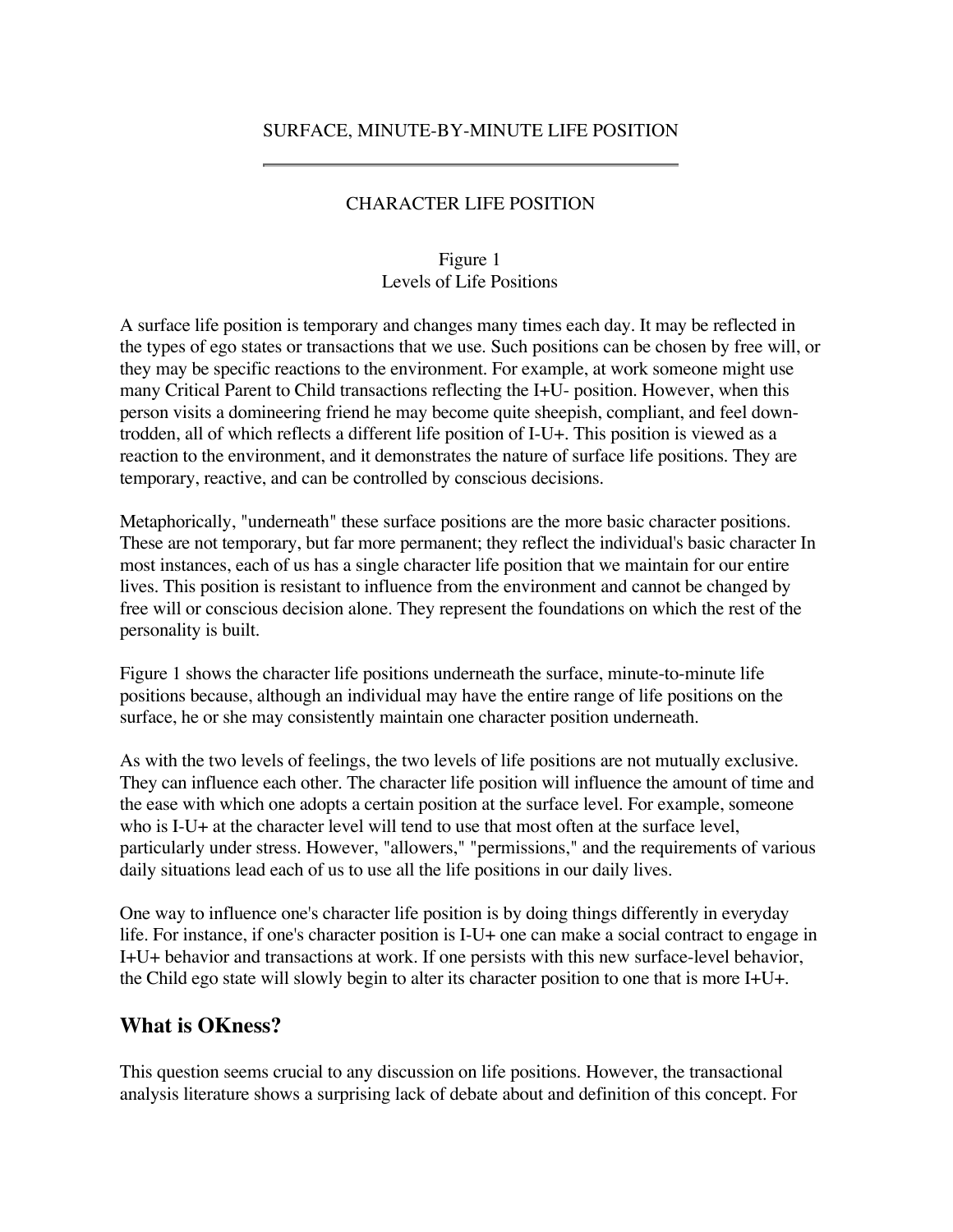SURFACE, MINUTE-BY-MINUTE LIFE POSITION

---

CHARACTER LIFE POSITION

Figure 1
Levels of Life Positions

A surface life position is temporary and changes many times each day. It may be reflected in the types of ego states or transactions that we use. Such positions can be chosen by free will, or they may be specific reactions to the environment. For example, at work someone might use many Critical Parent to Child transactions reflecting the I+U- position. However, when this person visits a domineering friend he may become quite sheepish, compliant, and feel down-trodden, all of which reflects a different life position of I-U+. This position is viewed as a reaction to the environment, and it demonstrates the nature of surface life positions. They are temporary, reactive, and can be controlled by conscious decisions.

Metaphorically, "underneath" these surface positions are the more basic character positions. These are not temporary, but far more permanent; they reflect the individual's basic character In most instances, each of us has a single character life position that we maintain for our entire lives. This position is resistant to influence from the environment and cannot be changed by free will or conscious decision alone. They represent the foundations on which the rest of the personality is built.

Figure 1 shows the character life positions underneath the surface, minute-to-minute life positions because, although an individual may have the entire range of life positions on the surface, he or she may consistently maintain one character position underneath.

As with the two levels of feelings, the two levels of life positions are not mutually exclusive. They can influence each other. The character life position will influence the amount of time and the ease with which one adopts a certain position at the surface level. For example, someone who is I-U+ at the character level will tend to use that most often at the surface level, particularly under stress. However, "allowers," "permissions," and the requirements of various daily situations lead each of us to use all the life positions in our daily lives.

One way to influence one's character life position is by doing things differently in everyday life. For instance, if one's character position is I-U+ one can make a social contract to engage in I+U+ behavior and transactions at work. If one persists with this new surface-level behavior, the Child ego state will slowly begin to alter its character position to one that is more I+U+.

## What is OKness?

This question seems crucial to any discussion on life positions. However, the transactional analysis literature shows a surprising lack of debate about and definition of this concept. For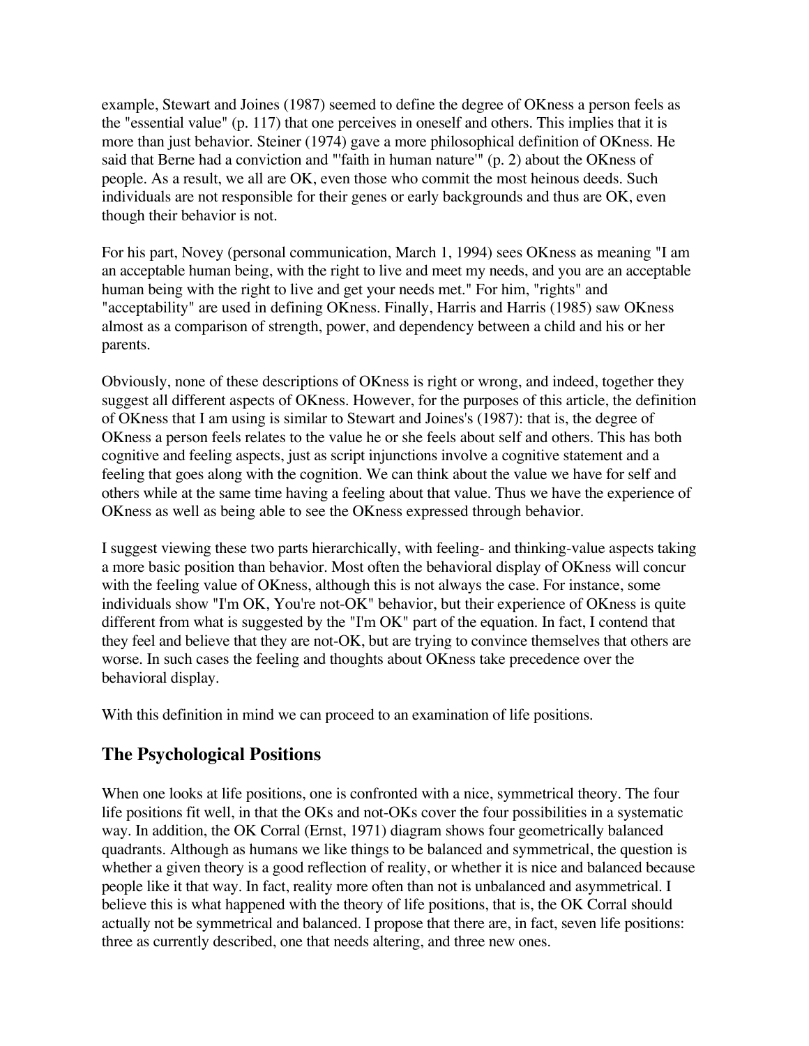example, Stewart and Joines (1987) seemed to define the degree of OKness a person feels as the "essential value" (p. 117) that one perceives in oneself and others. This implies that it is more than just behavior. Steiner (1974) gave a more philosophical definition of OKness. He said that Berne had a conviction and "'faith in human nature'" (p. 2) about the OKness of people. As a result, we all are OK, even those who commit the most heinous deeds. Such individuals are not responsible for their genes or early backgrounds and thus are OK, even though their behavior is not.

For his part, Novey (personal communication, March 1, 1994) sees OKness as meaning "I am an acceptable human being, with the right to live and meet my needs, and you are an acceptable human being with the right to live and get your needs met." For him, "rights" and "acceptability" are used in defining OKness. Finally, Harris and Harris (1985) saw OKness almost as a comparison of strength, power, and dependency between a child and his or her parents.

Obviously, none of these descriptions of OKness is right or wrong, and indeed, together they suggest all different aspects of OKness. However, for the purposes of this article, the definition of OKness that I am using is similar to Stewart and Joines's (1987): that is, the degree of OKness a person feels relates to the value he or she feels about self and others. This has both cognitive and feeling aspects, just as script injunctions involve a cognitive statement and a feeling that goes along with the cognition. We can think about the value we have for self and others while at the same time having a feeling about that value. Thus we have the experience of OKness as well as being able to see the OKness expressed through behavior.

I suggest viewing these two parts hierarchically, with feeling- and thinking-value aspects taking a more basic position than behavior. Most often the behavioral display of OKness will concur with the feeling value of OKness, although this is not always the case. For instance, some individuals show "I'm OK, You're not-OK" behavior, but their experience of OKness is quite different from what is suggested by the "I'm OK" part of the equation. In fact, I contend that they feel and believe that they are not-OK, but are trying to convince themselves that others are worse. In such cases the feeling and thoughts about OKness take precedence over the behavioral display.

With this definition in mind we can proceed to an examination of life positions.

## The Psychological Positions

When one looks at life positions, one is confronted with a nice, symmetrical theory. The four life positions fit well, in that the OKs and not-OKs cover the four possibilities in a systematic way. In addition, the OK Corral (Ernst, 1971) diagram shows four geometrically balanced quadrants. Although as humans we like things to be balanced and symmetrical, the question is whether a given theory is a good reflection of reality, or whether it is nice and balanced because people like it that way. In fact, reality more often than not is unbalanced and asymmetrical. I believe this is what happened with the theory of life positions, that is, the OK Corral should actually not be symmetrical and balanced. I propose that there are, in fact, seven life positions: three as currently described, one that needs altering, and three new ones.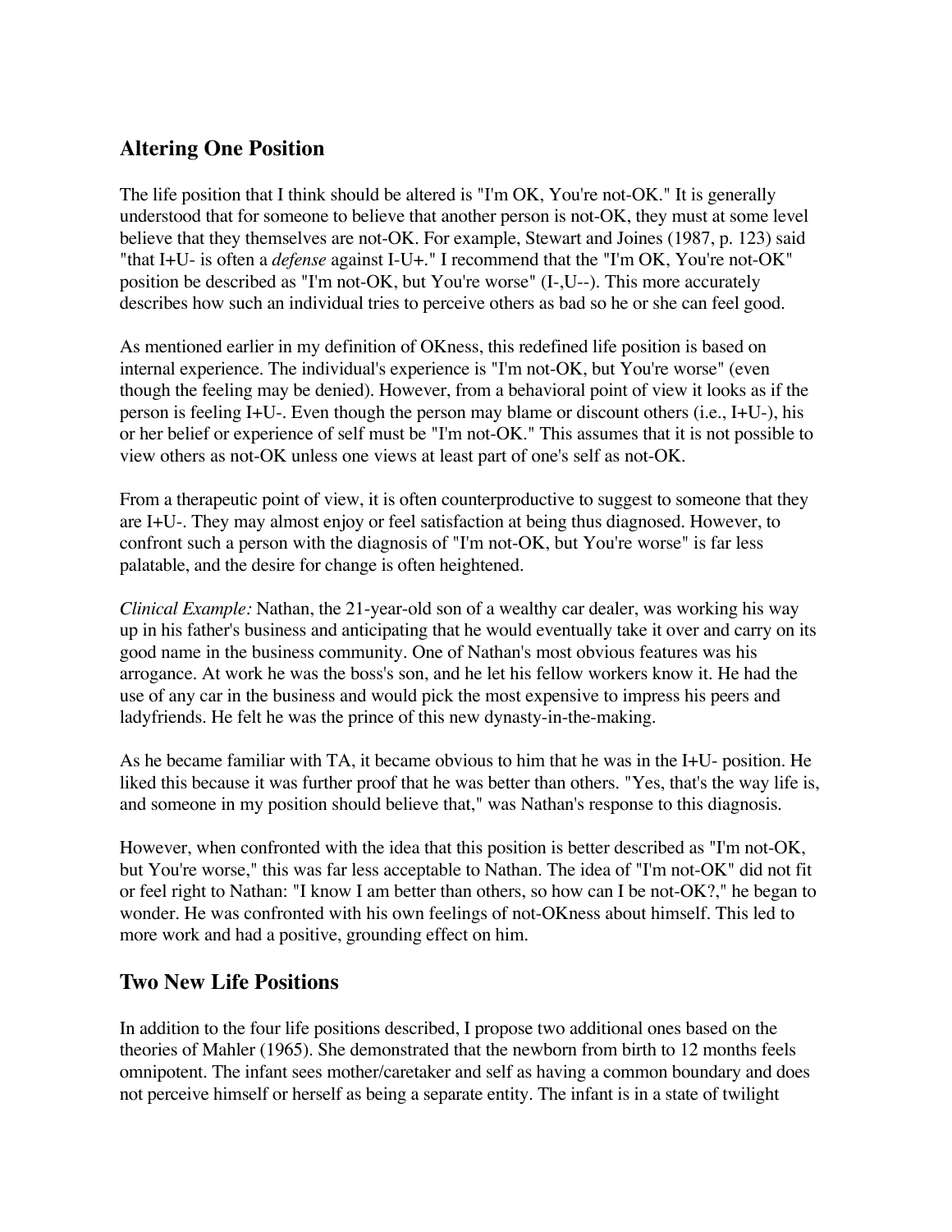## Altering One Position

The life position that I think should be altered is "I'm OK, You're not-OK." It is generally understood that for someone to believe that another person is not-OK, they must at some level believe that they themselves are not-OK. For example, Stewart and Joines (1987, p. 123) said "that I+U- is often a *defense* against I-U+." I recommend that the "I'm OK, You're not-OK" position be described as "I'm not-OK, but You're worse" (I-,U--). This more accurately describes how such an individual tries to perceive others as bad so he or she can feel good.

As mentioned earlier in my definition of OKness, this redefined life position is based on internal experience. The individual's experience is "I'm not-OK, but You're worse" (even though the feeling may be denied). However, from a behavioral point of view it looks as if the person is feeling I+U-. Even though the person may blame or discount others (i.e., I+U-), his or her belief or experience of self must be "I'm not-OK." This assumes that it is not possible to view others as not-OK unless one views at least part of one's self as not-OK.

From a therapeutic point of view, it is often counterproductive to suggest to someone that they are I+U-. They may almost enjoy or feel satisfaction at being thus diagnosed. However, to confront such a person with the diagnosis of "I'm not-OK, but You're worse" is far less palatable, and the desire for change is often heightened.

*Clinical Example:* Nathan, the 21-year-old son of a wealthy car dealer, was working his way up in his father's business and anticipating that he would eventually take it over and carry on its good name in the business community. One of Nathan's most obvious features was his arrogance. At work he was the boss's son, and he let his fellow workers know it. He had the use of any car in the business and would pick the most expensive to impress his peers and ladyfriends. He felt he was the prince of this new dynasty-in-the-making.

As he became familiar with TA, it became obvious to him that he was in the I+U- position. He liked this because it was further proof that he was better than others. "Yes, that's the way life is, and someone in my position should believe that," was Nathan's response to this diagnosis.

However, when confronted with the idea that this position is better described as "I'm not-OK, but You're worse," this was far less acceptable to Nathan. The idea of "I'm not-OK" did not fit or feel right to Nathan: "I know I am better than others, so how can I be not-OK?," he began to wonder. He was confronted with his own feelings of not-OKness about himself. This led to more work and had a positive, grounding effect on him.

## Two New Life Positions

In addition to the four life positions described, I propose two additional ones based on the theories of Mahler (1965). She demonstrated that the newborn from birth to 12 months feels omnipotent. The infant sees mother/caretaker and self as having a common boundary and does not perceive himself or herself as being a separate entity. The infant is in a state of twilight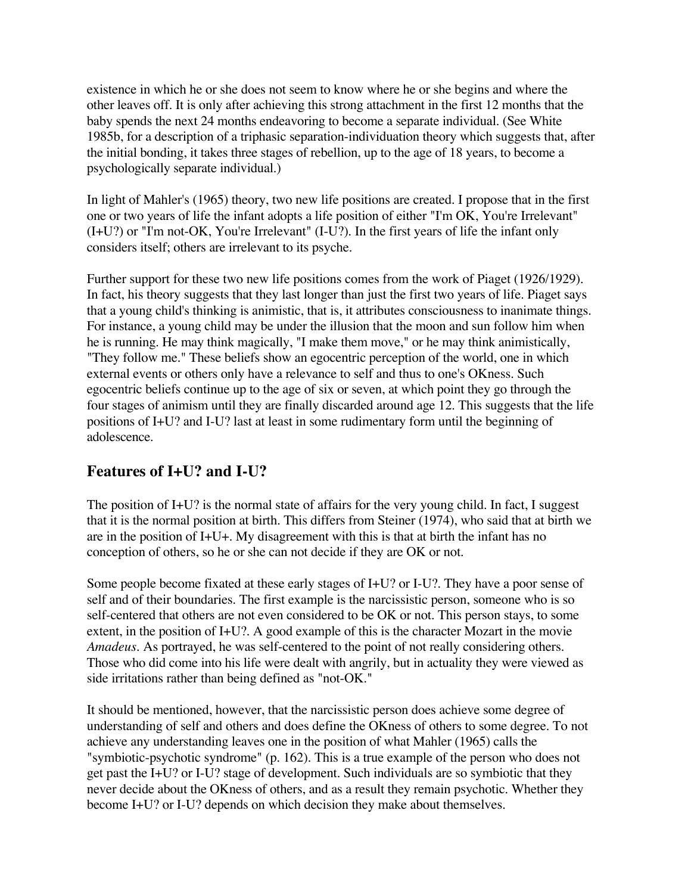existence in which he or she does not seem to know where he or she begins and where the other leaves off. It is only after achieving this strong attachment in the first 12 months that the baby spends the next 24 months endeavoring to become a separate individual. (See White 1985b, for a description of a triphasic separation-individuation theory which suggests that, after the initial bonding, it takes three stages of rebellion, up to the age of 18 years, to become a psychologically separate individual.)

In light of Mahler's (1965) theory, two new life positions are created. I propose that in the first one or two years of life the infant adopts a life position of either "I'm OK, You're Irrelevant" (I+U?) or "I'm not-OK, You're Irrelevant" (I-U?). In the first years of life the infant only considers itself; others are irrelevant to its psyche.

Further support for these two new life positions comes from the work of Piaget (1926/1929). In fact, his theory suggests that they last longer than just the first two years of life. Piaget says that a young child's thinking is animistic, that is, it attributes consciousness to inanimate things. For instance, a young child may be under the illusion that the moon and sun follow him when he is running. He may think magically, "I make them move," or he may think animistically, "They follow me." These beliefs show an egocentric perception of the world, one in which external events or others only have a relevance to self and thus to one's OKness. Such egocentric beliefs continue up to the age of six or seven, at which point they go through the four stages of animism until they are finally discarded around age 12. This suggests that the life positions of I+U? and I-U? last at least in some rudimentary form until the beginning of adolescence.

## Features of I+U? and I-U?

The position of I+U? is the normal state of affairs for the very young child. In fact, I suggest that it is the normal position at birth. This differs from Steiner (1974), who said that at birth we are in the position of I+U+. My disagreement with this is that at birth the infant has no conception of others, so he or she can not decide if they are OK or not.

Some people become fixated at these early stages of I+U? or I-U?. They have a poor sense of self and of their boundaries. The first example is the narcissistic person, someone who is so self-centered that others are not even considered to be OK or not. This person stays, to some extent, in the position of I+U?. A good example of this is the character Mozart in the movie *Amadeus*. As portrayed, he was self-centered to the point of not really considering others. Those who did come into his life were dealt with angrily, but in actuality they were viewed as side irritations rather than being defined as "not-OK."

It should be mentioned, however, that the narcissistic person does achieve some degree of understanding of self and others and does define the OKness of others to some degree. To not achieve any understanding leaves one in the position of what Mahler (1965) calls the "symbiotic-psychotic syndrome" (p. 162). This is a true example of the person who does not get past the I+U? or I-U? stage of development. Such individuals are so symbiotic that they never decide about the OKness of others, and as a result they remain psychotic. Whether they become I+U? or I-U? depends on which decision they make about themselves.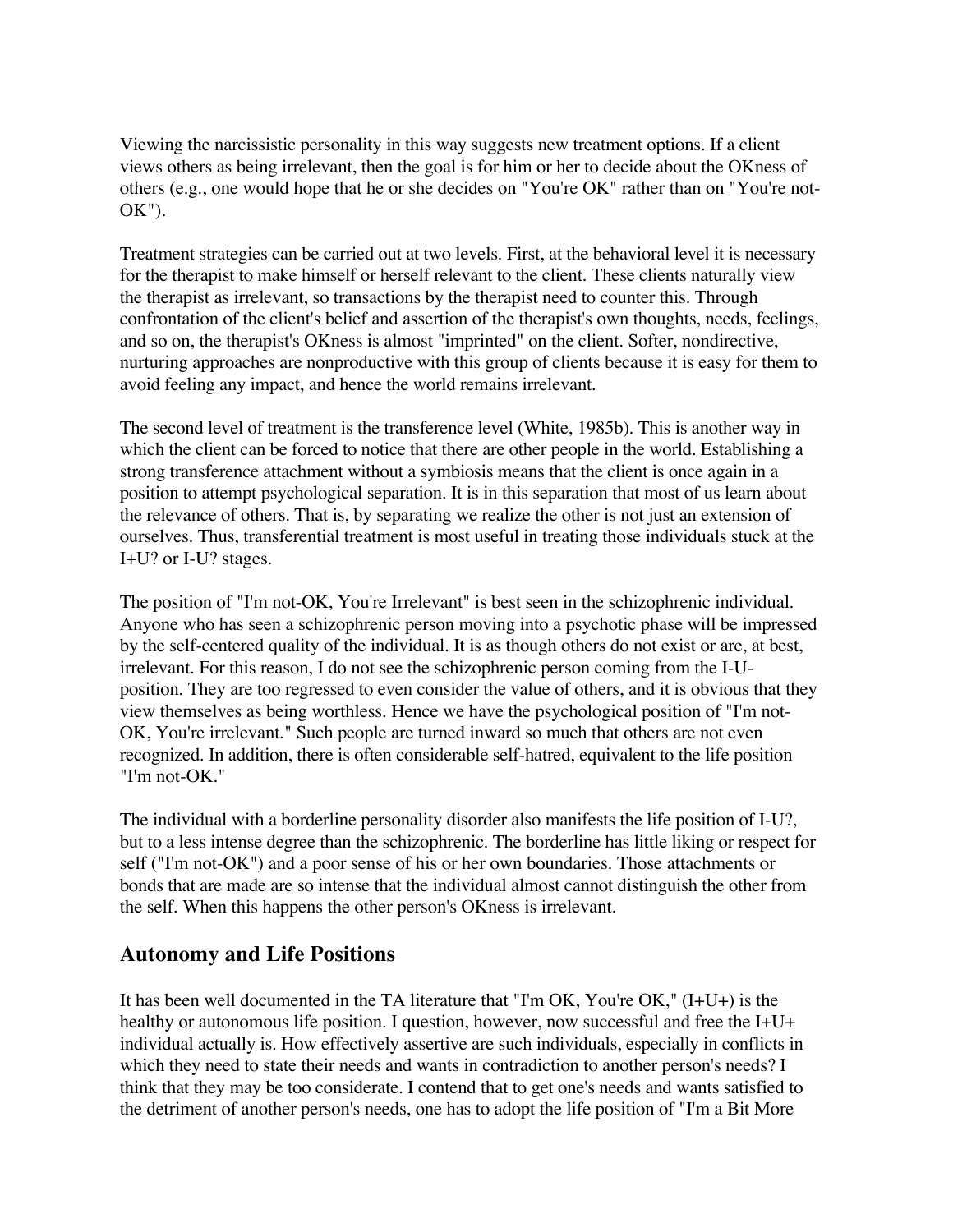Viewing the narcissistic personality in this way suggests new treatment options. If a client views others as being irrelevant, then the goal is for him or her to decide about the OKness of others (e.g., one would hope that he or she decides on "You're OK" rather than on "You're not-OK").

Treatment strategies can be carried out at two levels. First, at the behavioral level it is necessary for the therapist to make himself or herself relevant to the client. These clients naturally view the therapist as irrelevant, so transactions by the therapist need to counter this. Through confrontation of the client's belief and assertion of the therapist's own thoughts, needs, feelings, and so on, the therapist's OKness is almost "imprinted" on the client. Softer, nondirective, nurturing approaches are nonproductive with this group of clients because it is easy for them to avoid feeling any impact, and hence the world remains irrelevant.

The second level of treatment is the transference level (White, 1985b). This is another way in which the client can be forced to notice that there are other people in the world. Establishing a strong transference attachment without a symbiosis means that the client is once again in a position to attempt psychological separation. It is in this separation that most of us learn about the relevance of others. That is, by separating we realize the other is not just an extension of ourselves. Thus, transferential treatment is most useful in treating those individuals stuck at the I+U? or I-U? stages.

The position of "I'm not-OK, You're Irrelevant" is best seen in the schizophrenic individual. Anyone who has seen a schizophrenic person moving into a psychotic phase will be impressed by the self-centered quality of the individual. It is as though others do not exist or are, at best, irrelevant. For this reason, I do not see the schizophrenic person coming from the I-U- position. They are too regressed to even consider the value of others, and it is obvious that they view themselves as being worthless. Hence we have the psychological position of "I'm not-OK, You're irrelevant." Such people are turned inward so much that others are not even recognized. In addition, there is often considerable self-hatred, equivalent to the life position "I'm not-OK."

The individual with a borderline personality disorder also manifests the life position of I-U?, but to a less intense degree than the schizophrenic. The borderline has little liking or respect for self ("I'm not-OK") and a poor sense of his or her own boundaries. Those attachments or bonds that are made are so intense that the individual almost cannot distinguish the other from the self. When this happens the other person's OKness is irrelevant.

## Autonomy and Life Positions

It has been well documented in the TA literature that "I'm OK, You're OK," (I+U+) is the healthy or autonomous life position. I question, however, now successful and free the I+U+ individual actually is. How effectively assertive are such individuals, especially in conflicts in which they need to state their needs and wants in contradiction to another person's needs? I think that they may be too considerate. I contend that to get one's needs and wants satisfied to the detriment of another person's needs, one has to adopt the life position of "I'm a Bit More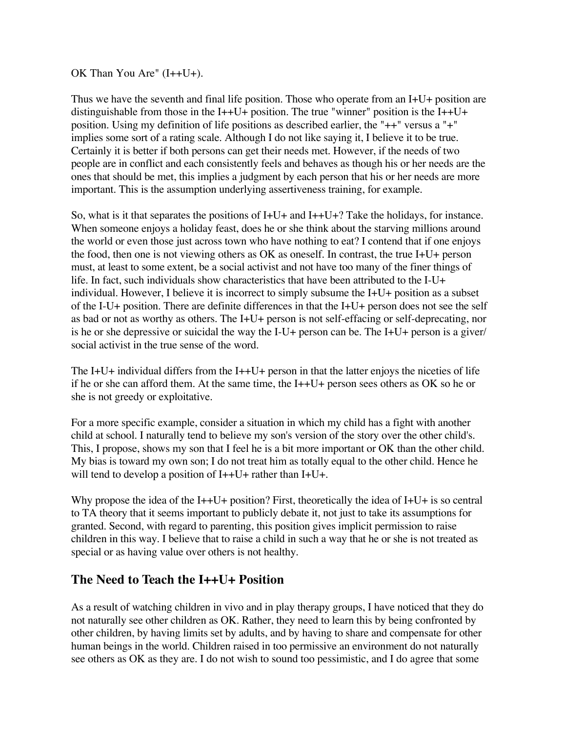OK Than You Are" (I++U+).

Thus we have the seventh and final life position. Those who operate from an I+U+ position are distinguishable from those in the I++U+ position. The true "winner" position is the I++U+ position. Using my definition of life positions as described earlier, the "++" versus a "+" implies some sort of a rating scale. Although I do not like saying it, I believe it to be true. Certainly it is better if both persons can get their needs met. However, if the needs of two people are in conflict and each consistently feels and behaves as though his or her needs are the ones that should be met, this implies a judgment by each person that his or her needs are more important. This is the assumption underlying assertiveness training, for example.

So, what is it that separates the positions of I+U+ and I++U+? Take the holidays, for instance. When someone enjoys a holiday feast, does he or she think about the starving millions around the world or even those just across town who have nothing to eat? I contend that if one enjoys the food, then one is not viewing others as OK as oneself. In contrast, the true I+U+ person must, at least to some extent, be a social activist and not have too many of the finer things of life. In fact, such individuals show characteristics that have been attributed to the I-U+ individual. However, I believe it is incorrect to simply subsume the I+U+ position as a subset of the I-U+ position. There are definite differences in that the I+U+ person does not see the self as bad or not as worthy as others. The I+U+ person is not self-effacing or self-deprecating, nor is he or she depressive or suicidal the way the I-U+ person can be. The I+U+ person is a giver/ social activist in the true sense of the word.

The I+U+ individual differs from the I++U+ person in that the latter enjoys the niceties of life if he or she can afford them. At the same time, the I++U+ person sees others as OK so he or she is not greedy or exploitative.

For a more specific example, consider a situation in which my child has a fight with another child at school. I naturally tend to believe my son's version of the story over the other child's. This, I propose, shows my son that I feel he is a bit more important or OK than the other child. My bias is toward my own son; I do not treat him as totally equal to the other child. Hence he will tend to develop a position of I++U+ rather than I+U+.

Why propose the idea of the I++U+ position? First, theoretically the idea of I+U+ is so central to TA theory that it seems important to publicly debate it, not just to take its assumptions for granted. Second, with regard to parenting, this position gives implicit permission to raise children in this way. I believe that to raise a child in such a way that he or she is not treated as special or as having value over others is not healthy.

## The Need to Teach the I++U+ Position

As a result of watching children in vivo and in play therapy groups, I have noticed that they do not naturally see other children as OK. Rather, they need to learn this by being confronted by other children, by having limits set by adults, and by having to share and compensate for other human beings in the world. Children raised in too permissive an environment do not naturally see others as OK as they are. I do not wish to sound too pessimistic, and I do agree that some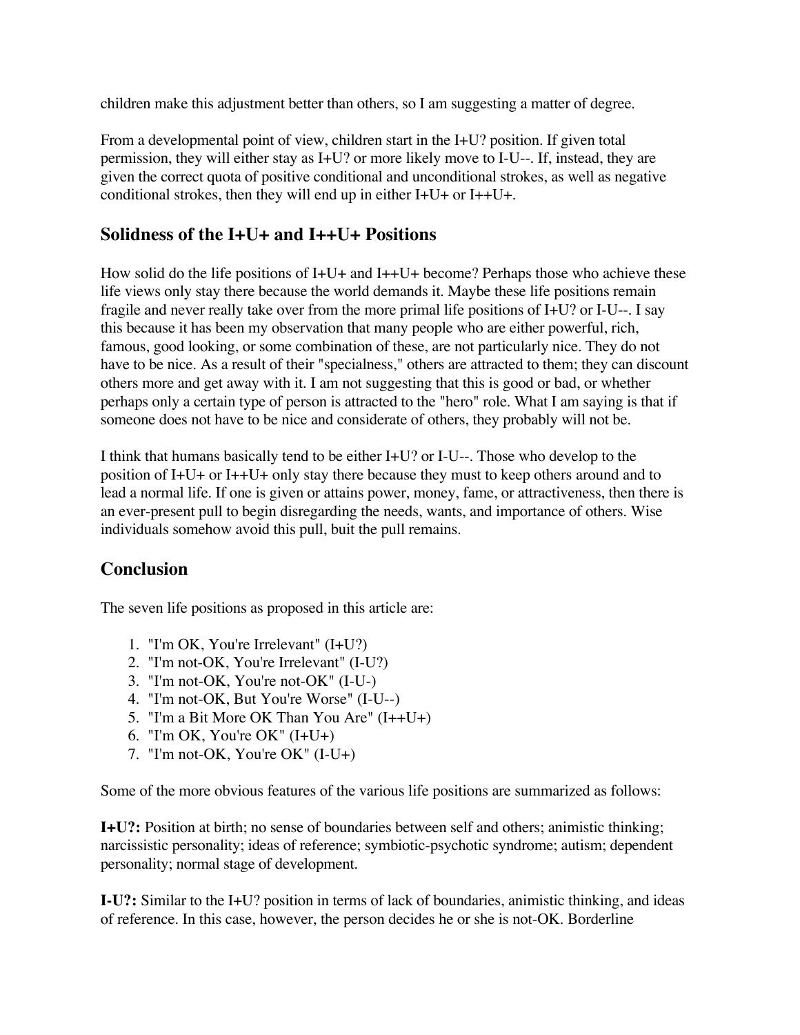children make this adjustment better than others, so I am suggesting a matter of degree.

From a developmental point of view, children start in the I+U? position. If given total permission, they will either stay as I+U? or more likely move to I-U--. If, instead, they are given the correct quota of positive conditional and unconditional strokes, as well as negative conditional strokes, then they will end up in either I+U+ or I++U+.

## Solidness of the I+U+ and I++U+ Positions

How solid do the life positions of I+U+ and I++U+ become? Perhaps those who achieve these life views only stay there because the world demands it. Maybe these life positions remain fragile and never really take over from the more primal life positions of I+U? or I-U--. I say this because it has been my observation that many people who are either powerful, rich, famous, good looking, or some combination of these, are not particularly nice. They do not have to be nice. As a result of their "specialness," others are attracted to them; they can discount others more and get away with it. I am not suggesting that this is good or bad, or whether perhaps only a certain type of person is attracted to the "hero" role. What I am saying is that if someone does not have to be nice and considerate of others, they probably will not be.

I think that humans basically tend to be either I+U? or I-U--. Those who develop to the position of I+U+ or I++U+ only stay there because they must to keep others around and to lead a normal life. If one is given or attains power, money, fame, or attractiveness, then there is an ever-present pull to begin disregarding the needs, wants, and importance of others. Wise individuals somehow avoid this pull, buit the pull remains.

## Conclusion

The seven life positions as proposed in this article are:

1. "I'm OK, You're Irrelevant" (I+U?)
2. "I'm not-OK, You're Irrelevant" (I-U?)
3. "I'm not-OK, You're not-OK" (I-U-)
4. "I'm not-OK, But You're Worse" (I-U--)
5. "I'm a Bit More OK Than You Are" (I++U+)
6. "I'm OK, You're OK" (I+U+)
7. "I'm not-OK, You're OK" (I-U+)

Some of the more obvious features of the various life positions are summarized as follows:

**I+U?:** Position at birth; no sense of boundaries between self and others; animistic thinking; narcissistic personality; ideas of reference; symbiotic-psychotic syndrome; autism; dependent personality; normal stage of development.

**I-U?:** Similar to the I+U? position in terms of lack of boundaries, animistic thinking, and ideas of reference. In this case, however, the person decides he or she is not-OK. Borderline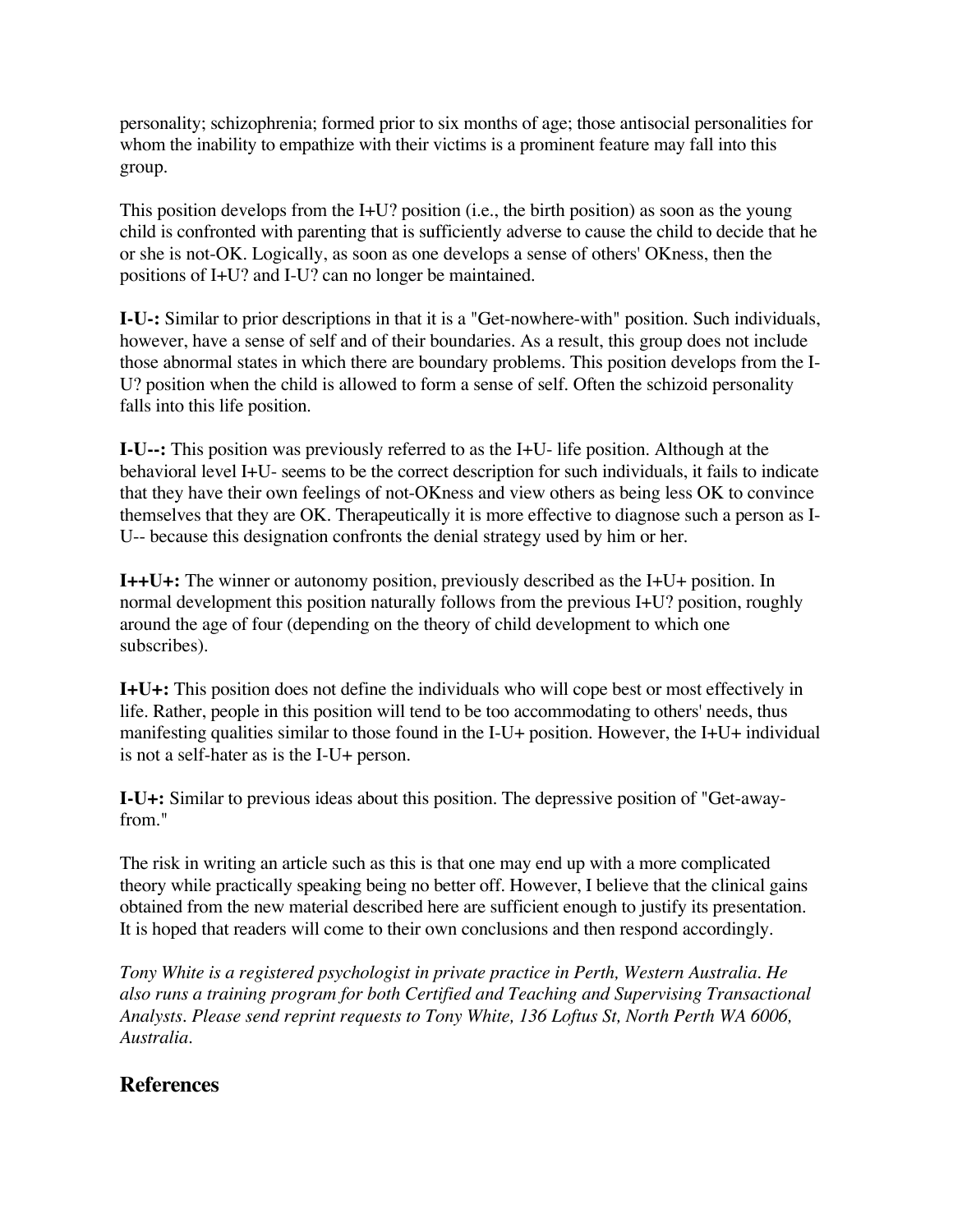personality; schizophrenia; formed prior to six months of age; those antisocial personalities for whom the inability to empathize with their victims is a prominent feature may fall into this group.

This position develops from the I+U? position (i.e., the birth position) as soon as the young child is confronted with parenting that is sufficiently adverse to cause the child to decide that he or she is not-OK. Logically, as soon as one develops a sense of others' OKness, then the positions of I+U? and I-U? can no longer be maintained.

**I-U-:** Similar to prior descriptions in that it is a "Get-nowhere-with" position. Such individuals, however, have a sense of self and of their boundaries. As a result, this group does not include those abnormal states in which there are boundary problems. This position develops from the I-U? position when the child is allowed to form a sense of self. Often the schizoid personality falls into this life position.

**I-U--:** This position was previously referred to as the I+U- life position. Although at the behavioral level I+U- seems to be the correct description for such individuals, it fails to indicate that they have their own feelings of not-OKness and view others as being less OK to convince themselves that they are OK. Therapeutically it is more effective to diagnose such a person as I-U-- because this designation confronts the denial strategy used by him or her.

**I++U+:** The winner or autonomy position, previously described as the I+U+ position. In normal development this position naturally follows from the previous I+U? position, roughly around the age of four (depending on the theory of child development to which one subscribes).

**I+U+:** This position does not define the individuals who will cope best or most effectively in life. Rather, people in this position will tend to be too accommodating to others' needs, thus manifesting qualities similar to those found in the I-U+ position. However, the I+U+ individual is not a self-hater as is the I-U+ person.

**I-U+:** Similar to previous ideas about this position. The depressive position of "Get-away-from."

The risk in writing an article such as this is that one may end up with a more complicated theory while practically speaking being no better off. However, I believe that the clinical gains obtained from the new material described here are sufficient enough to justify its presentation. It is hoped that readers will come to their own conclusions and then respond accordingly.

*Tony White is a registered psychologist in private practice in Perth, Western Australia. He also runs a training program for both Certified and Teaching and Supervising Transactional Analysts. Please send reprint requests to Tony White, 136 Loftus St, North Perth WA 6006, Australia.*

## References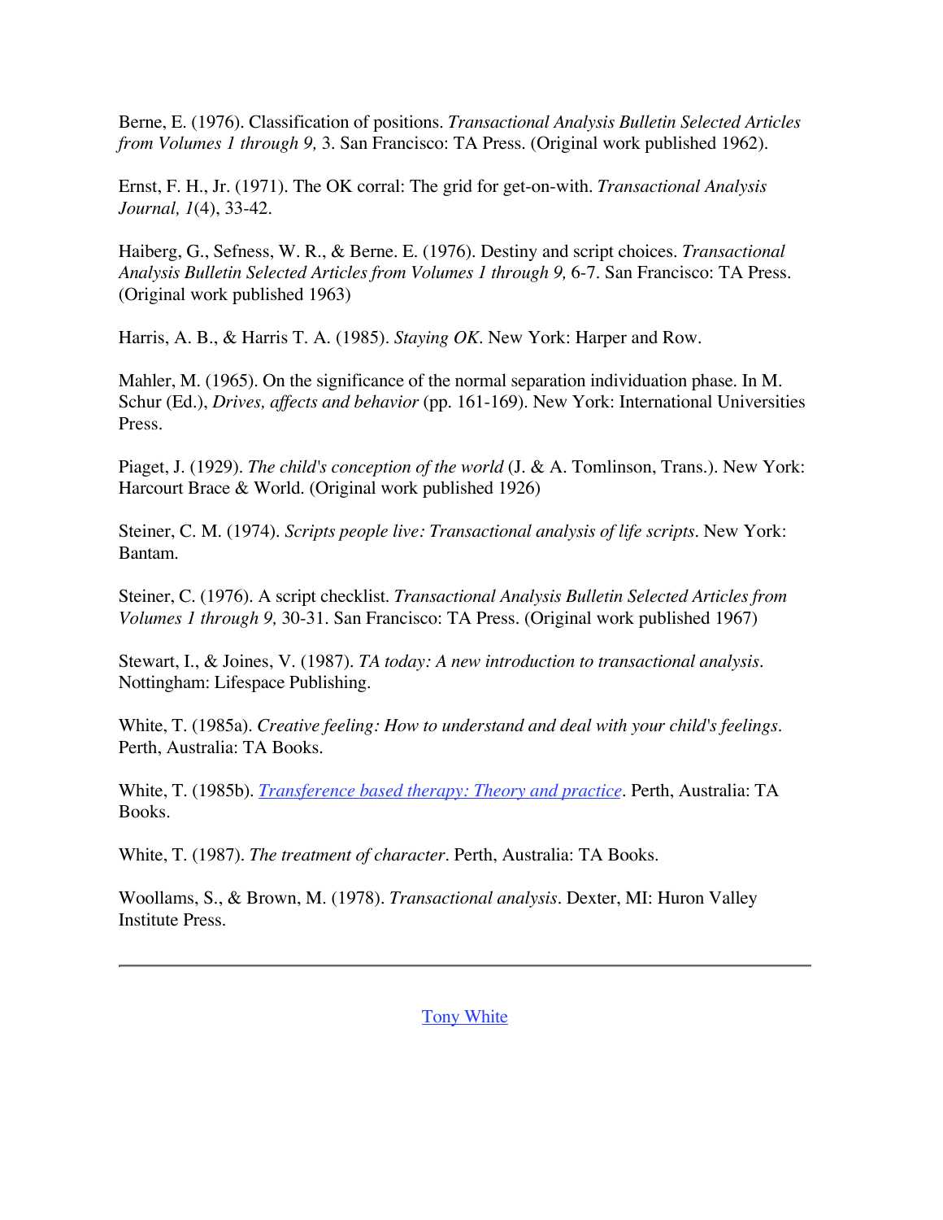Berne, E. (1976). Classification of positions. *Transactional Analysis Bulletin Selected Articles from Volumes 1 through 9,* 3. San Francisco: TA Press. (Original work published 1962).

Ernst, F. H., Jr. (1971). The OK corral: The grid for get-on-with. *Transactional Analysis Journal, 1*(4), 33-42.

Haiberg, G., Sefness, W. R., & Berne. E. (1976). Destiny and script choices. *Transactional Analysis Bulletin Selected Articles from Volumes 1 through 9,* 6-7. San Francisco: TA Press. (Original work published 1963)

Harris, A. B., & Harris T. A. (1985). *Staying OK*. New York: Harper and Row.

Mahler, M. (1965). On the significance of the normal separation individuation phase. In M. Schur (Ed.), *Drives, affects and behavior* (pp. 161-169). New York: International Universities Press.

Piaget, J. (1929). *The child's conception of the world* (J. & A. Tomlinson, Trans.). New York: Harcourt Brace & World. (Original work published 1926)

Steiner, C. M. (1974). *Scripts people live: Transactional analysis of life scripts*. New York: Bantam.

Steiner, C. (1976). A script checklist. *Transactional Analysis Bulletin Selected Articles from Volumes 1 through 9,* 30-31. San Francisco: TA Press. (Original work published 1967)

Stewart, I., & Joines, V. (1987). *TA today: A new introduction to transactional analysis*. Nottingham: Lifespace Publishing.

White, T. (1985a). *Creative feeling: How to understand and deal with your child's feelings*. Perth, Australia: TA Books.

White, T. (1985b). *Transference based therapy: Theory and practice*. Perth, Australia: TA Books.

White, T. (1987). *The treatment of character*. Perth, Australia: TA Books.

Woollams, S., & Brown, M. (1978). *Transactional analysis*. Dexter, MI: Huron Valley Institute Press.

---

Tony White